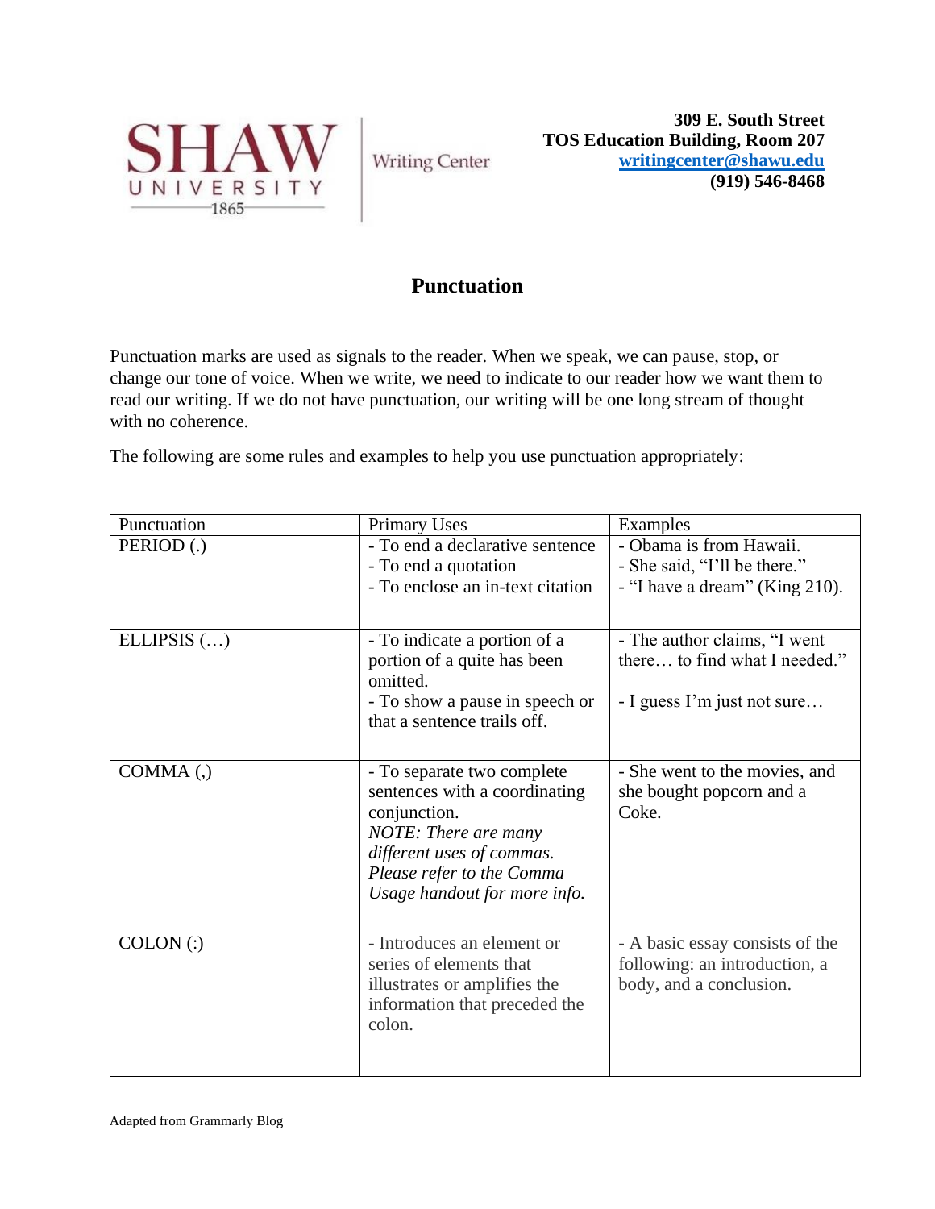SHAW UNIVERSITY 1865 | Writing Center

**309 E. South Street**
**TOS Education Building, Room 207**
**[writingcenter@shawu.edu](mailto:writingcenter@shawu.edu)**
**(919) 546-8468**

# Punctuation

Punctuation marks are used as signals to the reader. When we speak, we can pause, stop, or change our tone of voice. When we write, we need to indicate to our reader how we want them to read our writing. If we do not have punctuation, our writing will be one long stream of thought with no coherence.

The following are some rules and examples to help you use punctuation appropriately:

| Punctuation | Primary Uses | Examples |
|---|---|---|
| PERIOD (.) | - To end a declarative sentence<br>- To end a quotation<br>- To enclose an in-text citation | - Obama is from Hawaii.<br>- She said, "I'll be there."<br>- "I have a dream" (King 210). |
| ELLIPSIS (…) | - To indicate a portion of a portion of a quite has been omitted.<br>- To show a pause in speech or that a sentence trails off. | - The author claims, "I went there… to find what I needed."<br><br>- I guess I'm just not sure… |
| COMMA (,) | - To separate two complete sentences with a coordinating conjunction.<br>*NOTE: There are many different uses of commas. Please refer to the Comma Usage handout for more info.* | - She went to the movies, and she bought popcorn and a Coke. |
| COLON (:) | - Introduces an element or series of elements that illustrates or amplifies the information that preceded the colon. | - A basic essay consists of the following: an introduction, a body, and a conclusion. |

Adapted from Grammarly Blog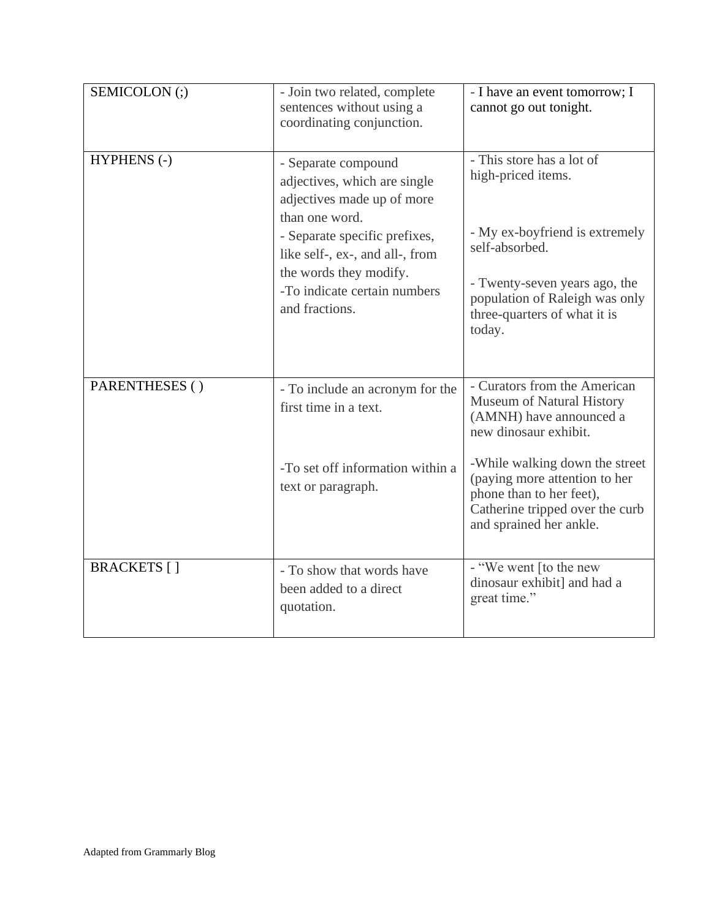| | | |
|---|---|---|
| SEMICOLON (;) | - Join two related, complete sentences without using a coordinating conjunction. | - I have an event tomorrow; I cannot go out tonight. |
| HYPHENS (-) | - Separate compound adjectives, which are single adjectives made up of more than one word.<br>- Separate specific prefixes, like self-, ex-, and all-, from the words they modify.<br>-To indicate certain numbers and fractions. | - This store has a lot of high-priced items.<br><br>- My ex-boyfriend is extremely self-absorbed.<br><br>- Twenty-seven years ago, the population of Raleigh was only three-quarters of what it is today. |
| PARENTHESES ( ) | - To include an acronym for the first time in a text.<br><br>-To set off information within a text or paragraph. | - Curators from the American Museum of Natural History (AMNH) have announced a new dinosaur exhibit.<br><br>-While walking down the street (paying more attention to her phone than to her feet), Catherine tripped over the curb and sprained her ankle. |
| BRACKETS [ ] | - To show that words have been added to a direct quotation. | - "We went [to the new dinosaur exhibit] and had a great time." |

Adapted from Grammarly Blog